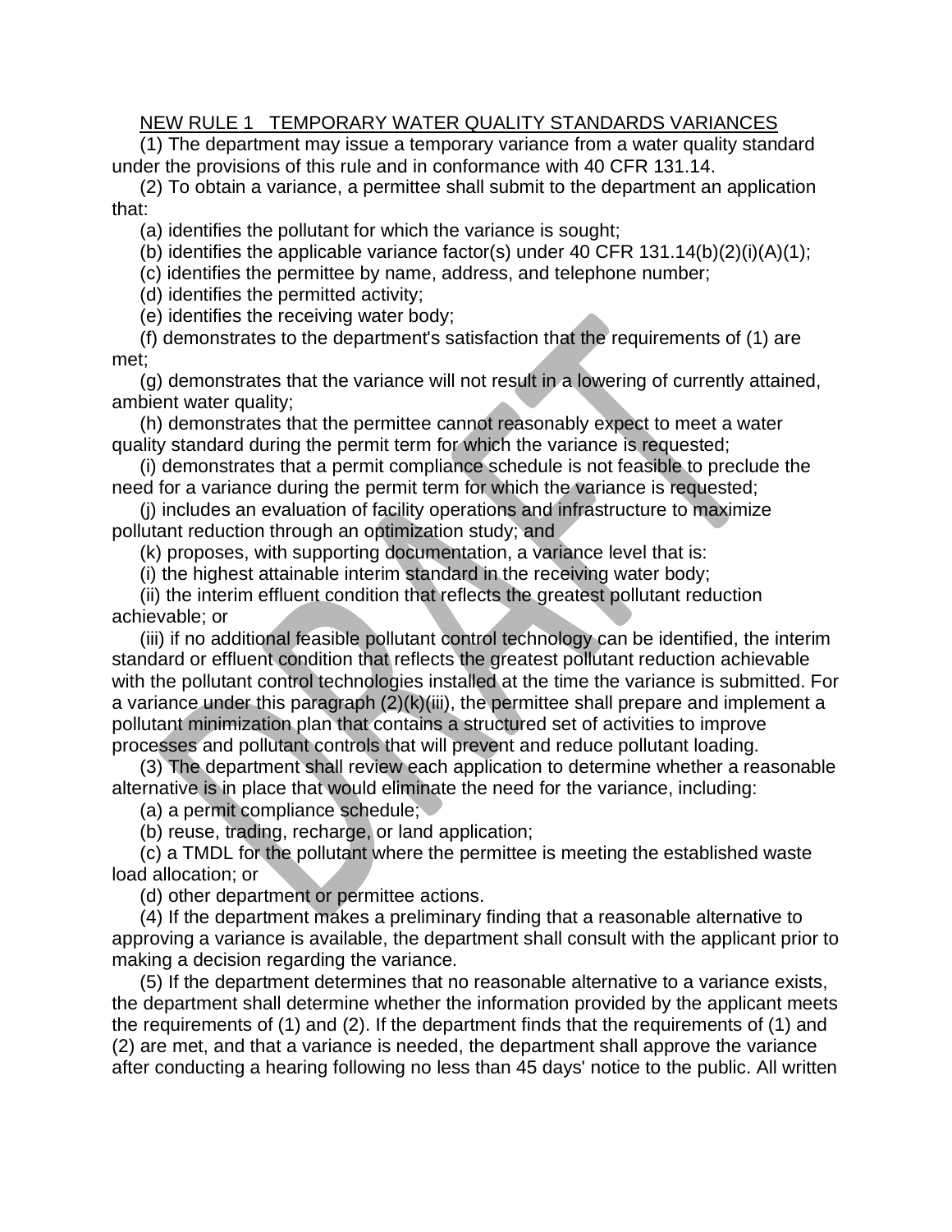<u>NEW RULE 1 TEMPORARY WATER QUALITY STANDARDS VARIANCES</u>

(1) The department may issue a temporary variance from a water quality standard under the provisions of this rule and in conformance with 40 CFR 131.14.

(2) To obtain a variance, a permittee shall submit to the department an application that:

(a) identifies the pollutant for which the variance is sought;

(b) identifies the applicable variance factor(s) under 40 CFR 131.14(b)(2)(i)(A)(1);

(c) identifies the permittee by name, address, and telephone number;

(d) identifies the permitted activity;

(e) identifies the receiving water body;

(f) demonstrates to the department's satisfaction that the requirements of (1) are met;

(g) demonstrates that the variance will not result in a lowering of currently attained, ambient water quality;

(h) demonstrates that the permittee cannot reasonably expect to meet a water quality standard during the permit term for which the variance is requested;

(i) demonstrates that a permit compliance schedule is not feasible to preclude the need for a variance during the permit term for which the variance is requested;

(j) includes an evaluation of facility operations and infrastructure to maximize pollutant reduction through an optimization study; and

(k) proposes, with supporting documentation, a variance level that is:

(i) the highest attainable interim standard in the receiving water body;

(ii) the interim effluent condition that reflects the greatest pollutant reduction achievable; or

(iii) if no additional feasible pollutant control technology can be identified, the interim standard or effluent condition that reflects the greatest pollutant reduction achievable with the pollutant control technologies installed at the time the variance is submitted. For a variance under this paragraph (2)(k)(iii), the permittee shall prepare and implement a pollutant minimization plan that contains a structured set of activities to improve processes and pollutant controls that will prevent and reduce pollutant loading.

(3) The department shall review each application to determine whether a reasonable alternative is in place that would eliminate the need for the variance, including:

(a) a permit compliance schedule;

(b) reuse, trading, recharge, or land application;

(c) a TMDL for the pollutant where the permittee is meeting the established waste load allocation; or

(d) other department or permittee actions.

(4) If the department makes a preliminary finding that a reasonable alternative to approving a variance is available, the department shall consult with the applicant prior to making a decision regarding the variance.

(5) If the department determines that no reasonable alternative to a variance exists, the department shall determine whether the information provided by the applicant meets the requirements of (1) and (2). If the department finds that the requirements of (1) and (2) are met, and that a variance is needed, the department shall approve the variance after conducting a hearing following no less than 45 days' notice to the public. All written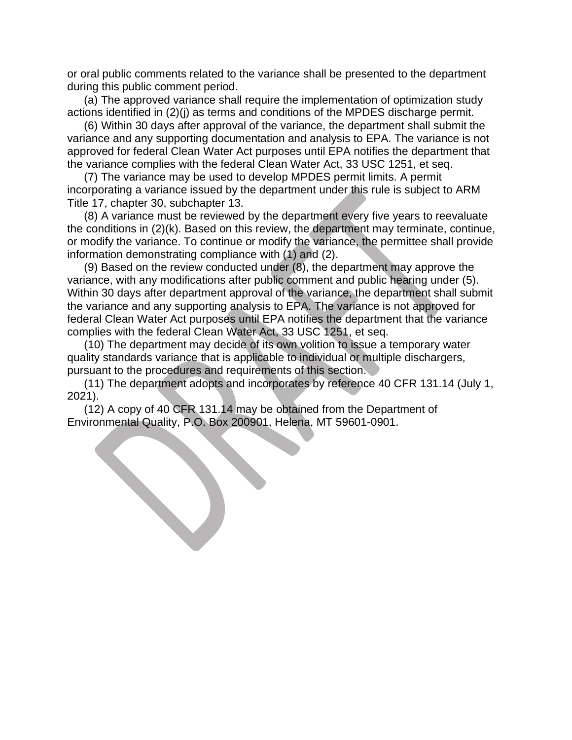or oral public comments related to the variance shall be presented to the department during this public comment period.

(a) The approved variance shall require the implementation of optimization study actions identified in (2)(j) as terms and conditions of the MPDES discharge permit.

(6) Within 30 days after approval of the variance, the department shall submit the variance and any supporting documentation and analysis to EPA. The variance is not approved for federal Clean Water Act purposes until EPA notifies the department that the variance complies with the federal Clean Water Act, 33 USC 1251, et seq.

(7) The variance may be used to develop MPDES permit limits. A permit incorporating a variance issued by the department under this rule is subject to ARM Title 17, chapter 30, subchapter 13.

(8) A variance must be reviewed by the department every five years to reevaluate the conditions in (2)(k). Based on this review, the department may terminate, continue, or modify the variance. To continue or modify the variance, the permittee shall provide information demonstrating compliance with (1) and (2).

(9) Based on the review conducted under (8), the department may approve the variance, with any modifications after public comment and public hearing under (5). Within 30 days after department approval of the variance, the department shall submit the variance and any supporting analysis to EPA. The variance is not approved for federal Clean Water Act purposes until EPA notifies the department that the variance complies with the federal Clean Water Act, 33 USC 1251, et seq.

(10) The department may decide of its own volition to issue a temporary water quality standards variance that is applicable to individual or multiple dischargers, pursuant to the procedures and requirements of this section.

(11) The department adopts and incorporates by reference 40 CFR 131.14 (July 1, 2021).

(12) A copy of 40 CFR 131.14 may be obtained from the Department of Environmental Quality, P.O. Box 200901, Helena, MT 59601-0901.